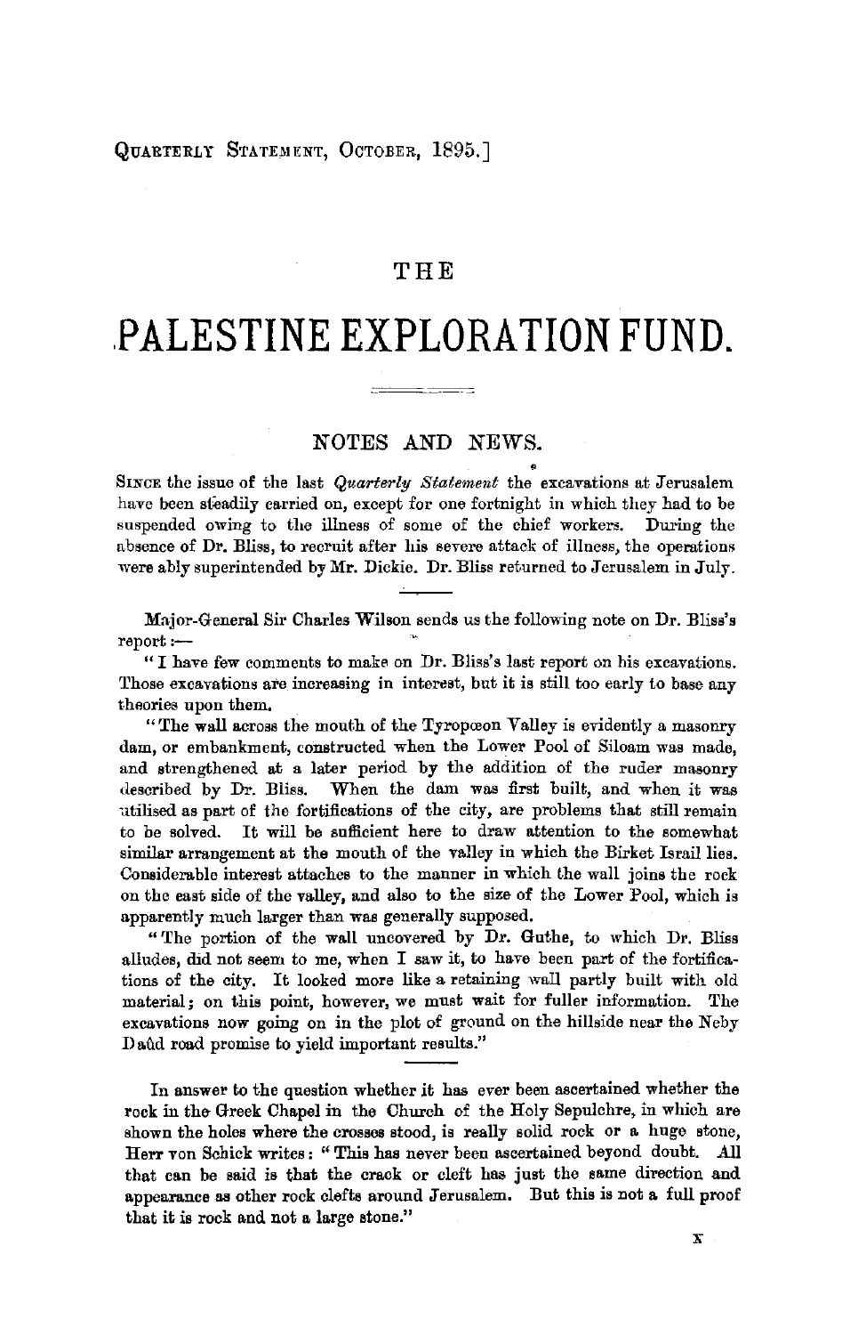QUARTERLY STATEMENT, OCTOBER, 1895.]

# THE

# PALESTINE EXPLORATION FUND.

## NOTES AND NEWS.

SINCE the issue of the last *Quarterly Statement* the excavations at Jerusalem have been steadily carried on, except for one fortnight in which they had to be suspended owing to the illness of some of the chief workers. During the absence of Dr. Bliss, to recruit after his severe attack of illness, the operations were ably superintended by Mr. Dickie. Dr. Bliss returned to Jerusalem in July.

Major-General Sir Charles Wilson sends us the following note on Dr. Bliss's report:—

"I have few comments to make on Dr. Bliss's last report on his excavations. Those excavations are increasing in interest, but it is still too early to base any theories upon them.

"The wall across the mouth of the Tyropœon Valley is evidently a masonry dam, or embankment, constructed when the Lower Pool of Siloam was made, and strengthened at a later period by the addition of the ruder masonry described by Dr. Bliss. When the dam was first built, and when it was utilised as part of the fortifications of the city, are problems that still remain to be solved. It will be sufficient here to draw attention to the somewhat similar arrangement at the mouth of the valley in which the Birket Israil lies. Considerable interest attaches to the manner in which the wall joins the rock on the east side of the valley, and also to the size of the Lower Pool, which is apparently much larger than was generally supposed.

"The portion of the wall uncovered by Dr. Guthe, to which Dr. Bliss alludes, did not seem to me, when I saw it, to have been part of the fortifications of the city. It looked more like a retaining wall partly built with old material; on this point, however, we must wait for fuller information. The excavations now going on in the plot of ground on the hillside near the Neby Daûd road promise to yield important results."

In answer to the question whether it has ever been ascertained whether the rock in the Greek Chapel in the Church of the Holy Sepulchre, in which are shown the holes where the crosses stood, is really solid rock or a huge stone, Herr von Schick writes: "This has never been ascertained beyond doubt. All that can be said is that the crack or cleft has just the same direction and appearance as other rock clefts around Jerusalem. But this is not a full proof that it is rock and not a large stone."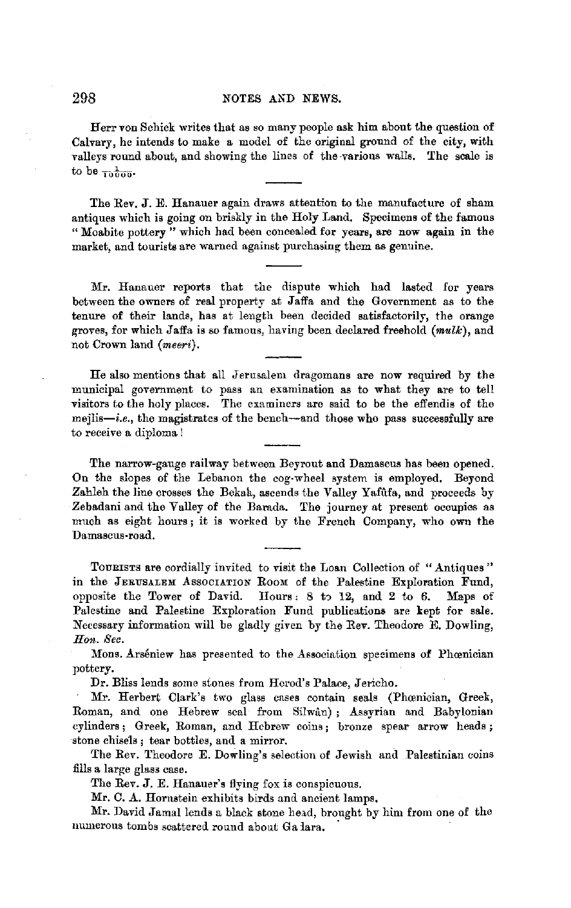Herr von Schick writes that as so many people ask him about the question of Calvary, he intends to make a model of the original ground of the city, with valleys round about, and showing the lines of the various walls. The scale is to be $\frac{1}{1000}$.

---

The Rev. J. E. Hanauer again draws attention to the manufacture of sham antiques which is going on briskly in the Holy Land. Specimens of the famous "Moabite pottery" which had been concealed for years, are now again in the market, and tourists are warned against purchasing them as genuine.

---

Mr. Hanauer reports that the dispute which had lasted for years between the owners of real property at Jaffa and the Government as to the tenure of their lands, has at length been decided satisfactorily, the orange groves, for which Jaffa is so famous, having been declared freehold (*mulk*), and not Crown land (*meeri*).

---

He also mentions that all Jerusalem dragomans are now required by the municipal government to pass an examination as to what they are to tell visitors to the holy places. The examiners are said to be the effendis of the mejlis—*i.e.*, the magistrates of the bench—and those who pass successfully are to receive a diploma!

---

The narrow-gauge railway between Beyrout and Damascus has been opened. On the slopes of the Lebanon the cog-wheel system is employed. Beyond Zahleh the line crosses the Bekah, ascends the Valley Yafûfa, and proceeds by Zebadani and the Valley of the Barada. The journey at present occupies as much as eight hours; it is worked by the French Company, who own the Damascus-road.

---

TOURISTS are cordially invited to visit the Loan Collection of "Antiques" in the JERUSALEM ASSOCIATION ROOM of the Palestine Exploration Fund, opposite the Tower of David. Hours: 8 to 12, and 2 to 6. Maps of Palestine and Palestine Exploration Fund publications are kept for sale. Necessary information will be gladly given by the Rev. Theodore E. Dowling, *Hon. Sec.*

Mons. Arséniew has presented to the Association specimens of Phœnician pottery.

Dr. Bliss lends some stones from Herod's Palace, Jericho.

Mr. Herbert Clark's two glass cases contain seals (Phœnician, Greek, Roman, and one Hebrew seal from Silwân); Assyrian and Babylonian cylinders; Greek, Roman, and Hebrew coins; bronze spear arrow heads; stone chisels; tear bottles, and a mirror.

The Rev. Theodore E. Dowling's selection of Jewish and Palestinian coins fills a large glass case.

The Rev. J. E. Hanauer's flying fox is conspicuous.

Mr. C. A. Hornstein exhibits birds and ancient lamps.

Mr. David Jamal lends a black stone head, brought by him from one of the numerous tombs scattered round about Gadara.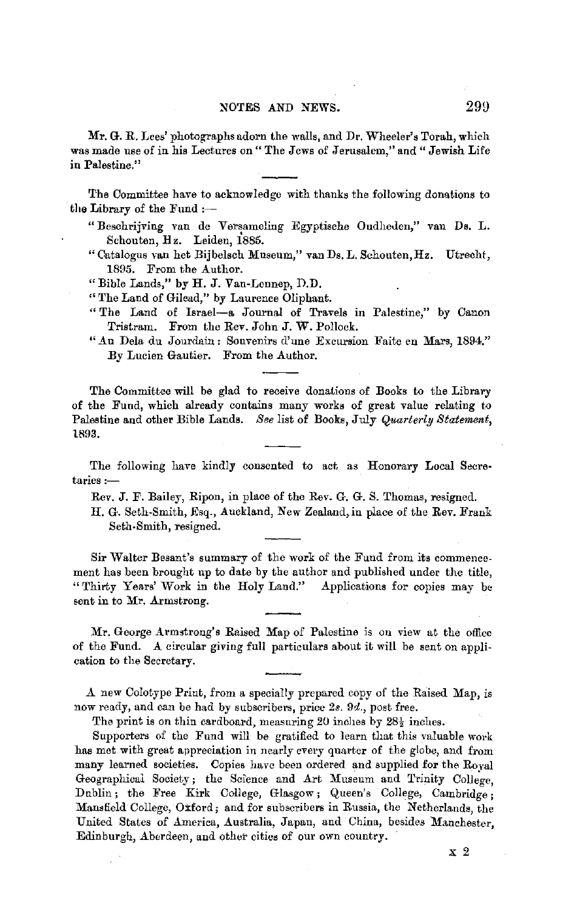Mr. G. R. Lees' photographs adorn the walls, and Dr. Wheeler's Torah, which was made use of in his Lectures on "The Jews of Jerusalem," and "Jewish Life in Palestine."

---

The Committee have to acknowledge with thanks the following donations to the Library of the Fund :—

- "Beschrijving van de Versameling Egyptische Oudheden," van Ds. L. Schouten, Hz. Leiden, 1885.
- "Catalogus van het Bijbelsch Museum," van Ds. L. Schouten, Hz. Utrecht, 1895. From the Author.
- "Bible Lands," by H. J. Van-Lennep, D.D.
- "The Land of Gilead," by Laurence Oliphant.
- "The Land of Israel—a Journal of Travels in Palestine," by Canon Tristram. From the Rev. John J. W. Pollock.
- "Au Dela du Jourdain : Souvenirs d'une Excursion Faite en Mars, 1894." By Lucien Gautier. From the Author.

---

The Committee will be glad to receive donations of Books to the Library of the Fund, which already contains many works of great value relating to Palestine and other Bible Lands. *See* list of Books, July *Quarterly Statement*, 1893.

---

The following have kindly consented to act as Honorary Local Secretaries :—

Rev. J. F. Bailey, Ripon, in place of the Rev. G. G. S. Thomas, resigned.

H. G. Seth-Smith, Esq., Auckland, New Zealand, in place of the Rev. Frank Seth-Smith, resigned.

---

Sir Walter Besant's summary of the work of the Fund from its commencement has been brought up to date by the author and published under the title, "Thirty Years' Work in the Holy Land." Applications for copies may be sent in to Mr. Armstrong.

---

Mr. George Armstrong's Raised Map of Palestine is on view at the office of the Fund. A circular giving full particulars about it will be sent on application to the Secretary.

---

A new Colotype Print, from a specially prepared copy of the Raised Map, is now ready, and can be had by subscribers, price 2*s.* 9*d.*, post free.

The print is on thin cardboard, measuring 20 inches by 28½ inches.

Supporters of the Fund will be gratified to learn that this valuable work has met with great appreciation in nearly every quarter of the globe, and from many learned societies. Copies have been ordered and supplied for the Royal Geographical Society; the Science and Art Museum and Trinity College, Dublin; the Free Kirk College, Glasgow; Queen's College, Cambridge; Mansfield College, Oxford; and for subscribers in Russia, the Netherlands, the United States of America, Australia, Japan, and China, besides Manchester, Edinburgh, Aberdeen, and other cities of our own country.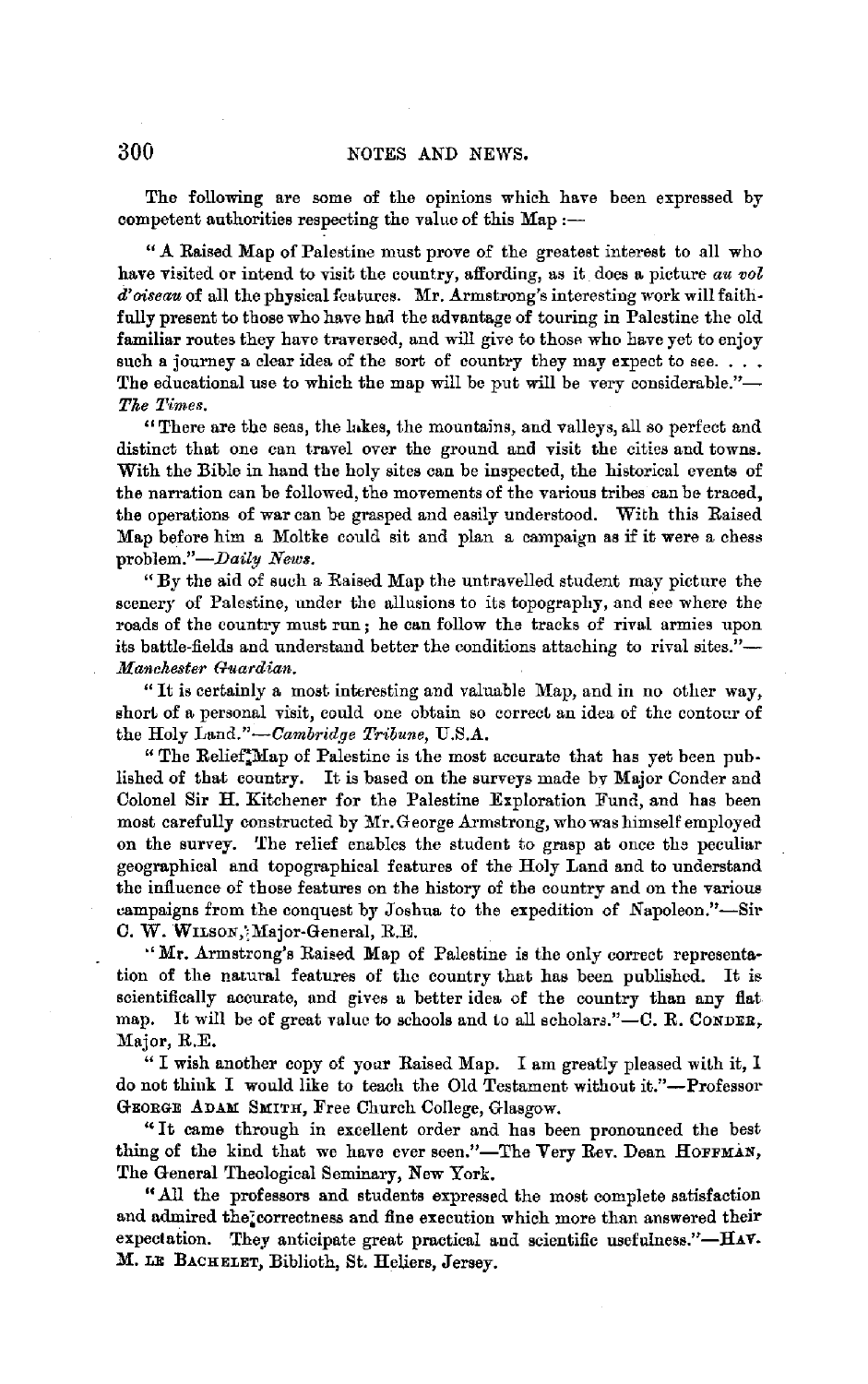The following are some of the opinions which have been expressed by competent authorities respecting the value of this Map :—

"A Raised Map of Palestine must prove of the greatest interest to all who have visited or intend to visit the country, affording, as it does a picture *au vol d'oiseau* of all the physical features. Mr. Armstrong's interesting work will faithfully present to those who have had the advantage of touring in Palestine the old familiar routes they have traversed, and will give to those who have yet to enjoy such a journey a clear idea of the sort of country they may expect to see. . . . The educational use to which the map will be put will be very considerable."—*The Times.*

"There are the seas, the lakes, the mountains, and valleys, all so perfect and distinct that one can travel over the ground and visit the cities and towns. With the Bible in hand the holy sites can be inspected, the historical events of the narration can be followed, the movements of the various tribes can be traced, the operations of war can be grasped and easily understood. With this Raised Map before him a Moltke could sit and plan a campaign as if it were a chess problem."—*Daily News.*

"By the aid of such a Raised Map the untravelled student may picture the scenery of Palestine, under the allusions to its topography, and see where the roads of the country must run; he can follow the tracks of rival armies upon its battle-fields and understand better the conditions attaching to rival sites."—*Manchester Guardian.*

"It is certainly a most interesting and valuable Map, and in no other way, short of a personal visit, could one obtain so correct an idea of the contour of the Holy Land."—*Cambridge Tribune*, U.S.A.

"The Relief Map of Palestine is the most accurate that has yet been published of that country. It is based on the surveys made by Major Conder and Colonel Sir H. Kitchener for the Palestine Exploration Fund, and has been most carefully constructed by Mr. George Armstrong, who was himself employed on the survey. The relief enables the student to grasp at once the peculiar geographical and topographical features of the Holy Land and to understand the influence of those features on the history of the country and on the various campaigns from the conquest by Joshua to the expedition of Napoleon."—Sir C. W. WILSON, Major-General, R.E.

"Mr. Armstrong's Raised Map of Palestine is the only correct representation of the natural features of the country that has been published. It is scientifically accurate, and gives a better idea of the country than any flat map. It will be of great value to schools and to all scholars."—C. R. CONDER, Major, R.E.

"I wish another copy of your Raised Map. I am greatly pleased with it, I do not think I would like to teach the Old Testament without it."—Professor GEORGE ADAM SMITH, Free Church College, Glasgow.

"It came through in excellent order and has been pronounced the best thing of the kind that we have ever seen."—The Very Rev. Dean HOFFMAN, The General Theological Seminary, New York.

"All the professors and students expressed the most complete satisfaction and admired the correctness and fine execution which more than answered their expectation. They anticipate great practical and scientific usefulness."—HAV. M. LE BACHELET, Biblioth, St. Heliers, Jersey.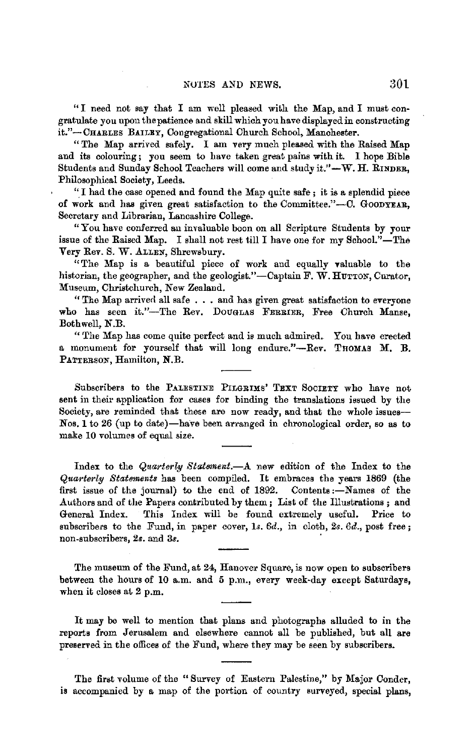"I need not say that I am well pleased with the Map, and I must congratulate you upon the patience and skill which you have displayed in constructing it."—CHARLES BAILEY, Congregational Church School, Manchester.

"The Map arrived safely. I am very much pleased with the Raised Map and its colouring; you seem to have taken great pains with it. I hope Bible Students and Sunday School Teachers will come and study it."—W. H. RINDER, Philosophical Society, Leeds.

"I had the case opened and found the Map quite safe; it is a splendid piece of work and has given great satisfaction to the Committee."—C. GOODYEAR, Secretary and Librarian, Lancashire College.

"You have conferred an invaluable boon on all Scripture Students by your issue of the Raised Map. I shall not rest till I have one for my School."—The Very Rev. S. W. ALLEN, Shrewsbury.

"The Map is a beautiful piece of work and equally valuable to the historian, the geographer, and the geologist."—Captain F. W. HUTTON, Curator, Museum, Christchurch, New Zealand.

"The Map arrived all safe . . . and has given great satisfaction to everyone who has seen it."—The Rev. DOUGLAS FERRIER, Free Church Manse, Bothwell, N.B.

"The Map has come quite perfect and is much admired. You have erected a monument for yourself that will long endure."—Rev. THOMAS M. B. PATTERSON, Hamilton, N.B.

---

Subscribers to the PALESTINE PILGRIMS' TEXT SOCIETY who have not sent in their application for cases for binding the translations issued by the Society, are reminded that these are now ready, and that the whole issues—Nos. 1 to 26 (up to date)—have been arranged in chronological order, so as to make 10 volumes of equal size.

---

Index to the *Quarterly Statement*.—A new edition of the Index to the *Quarterly Statements* has been compiled. It embraces the years 1869 (the first issue of the journal) to the end of 1892. Contents:—Names of the Authors and of the Papers contributed by them; List of the Illustrations; and General Index. This Index will be found extremely useful. Price to subscribers to the Fund, in paper cover, 1*s.* 6*d.*, in cloth, 2*s.* 6*d.*, post free; non-subscribers, 2*s.* and 3*s.*

---

The museum of the Fund, at 24, Hanover Square, is now open to subscribers between the hours of 10 a.m. and 5 p.m., every week-day except Saturdays, when it closes at 2 p.m.

---

It may be well to mention that plans and photographs alluded to in the reports from Jerusalem and elsewhere cannot all be published, but all are preserved in the offices of the Fund, where they may be seen by subscribers.

---

The first volume of the "Survey of Eastern Palestine," by Major Conder, is accompanied by a map of the portion of country surveyed, special plans,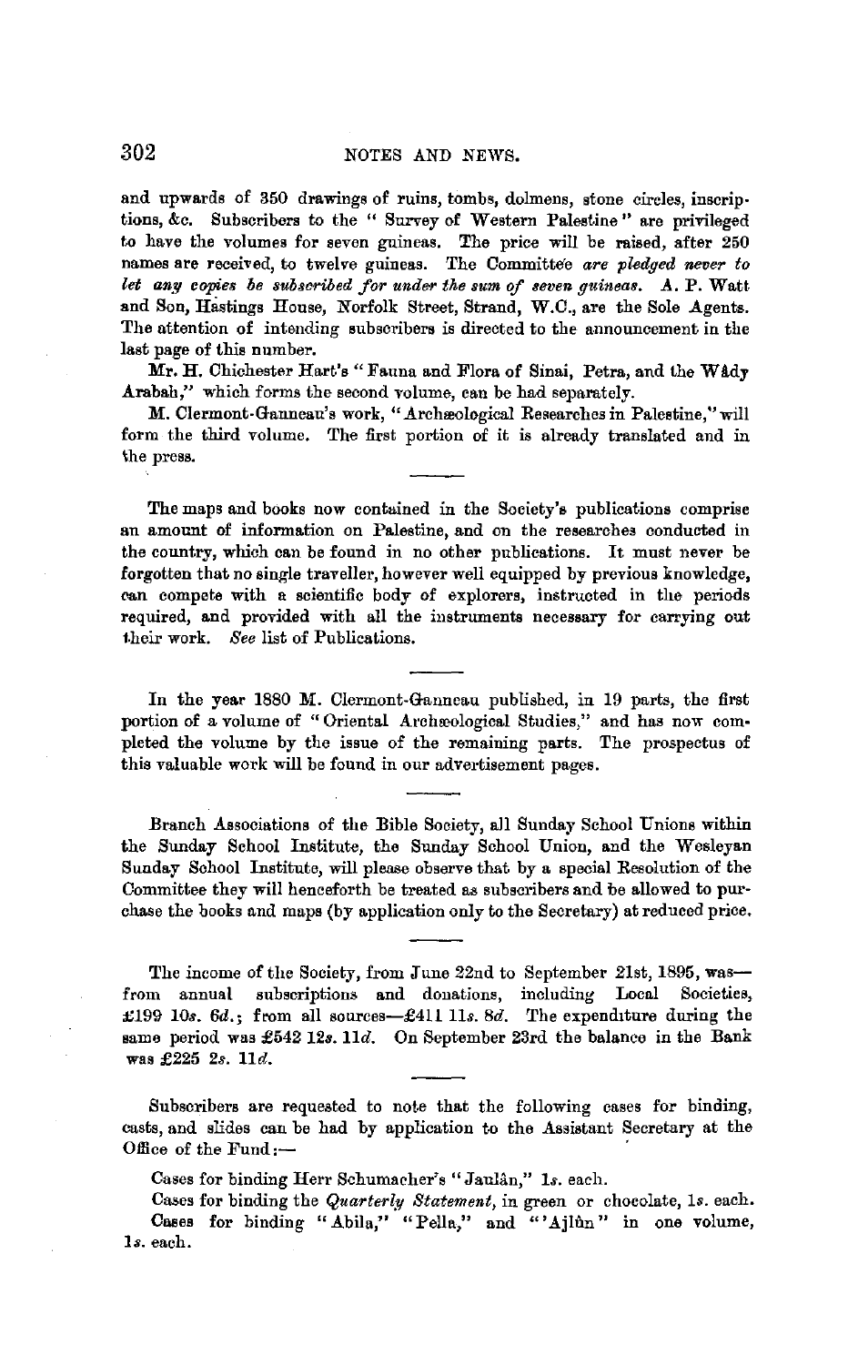and upwards of 350 drawings of ruins, tombs, dolmens, stone circles, inscriptions, &c. Subscribers to the "Survey of Western Palestine" are privileged to have the volumes for seven guineas. The price will be raised, after 250 names are received, to twelve guineas. The Committee *are pledged never to let any copies be subscribed for under the sum of seven guineas.* A. P. Watt and Son, Hastings House, Norfolk Street, Strand, W.C., are the Sole Agents. The attention of intending subscribers is directed to the announcement in the last page of this number.

Mr. H. Chichester Hart's "Fauna and Flora of Sinai, Petra, and the Wâdy Arabah," which forms the second volume, can be had separately.

M. Clermont-Ganneau's work, "Archæological Researches in Palestine," will form the third volume. The first portion of it is already translated and in the press.

---

The maps and books now contained in the Society's publications comprise an amount of information on Palestine, and on the researches conducted in the country, which can be found in no other publications. It must never be forgotten that no single traveller, however well equipped by previous knowledge, can compete with a scientific body of explorers, instructed in the periods required, and provided with all the instruments necessary for carrying out their work. *See* list of Publications.

---

In the year 1880 M. Clermont-Ganneau published, in 19 parts, the first portion of a volume of "Oriental Archæological Studies," and has now completed the volume by the issue of the remaining parts. The prospectus of this valuable work will be found in our advertisement pages.

---

Branch Associations of the Bible Society, all Sunday School Unions within the Sunday School Institute, the Sunday School Union, and the Wesleyan Sunday School Institute, will please observe that by a special Resolution of the Committee they will henceforth be treated as subscribers and be allowed to purchase the books and maps (by application only to the Secretary) at reduced price.

---

The income of the Society, from June 22nd to September 21st, 1895, was—from annual subscriptions and donations, including Local Societies, £199 10*s.* 6*d.*; from all sources—£411 11*s.* 8*d.* The expenditure during the same period was £542 12*s.* 11*d.* On September 23rd the balance in the Bank was £225 2*s.* 11*d.*

---

Subscribers are requested to note that the following cases for binding, casts, and slides can be had by application to the Assistant Secretary at the Office of the Fund:—

Cases for binding Herr Schumacher's "Jaulân," 1*s.* each.

Cases for binding the *Quarterly Statement*, in green or chocolate, 1*s.* each.

Cases for binding "Abila," "Pella," and "'Ajlûn" in one volume, 1*s.* each.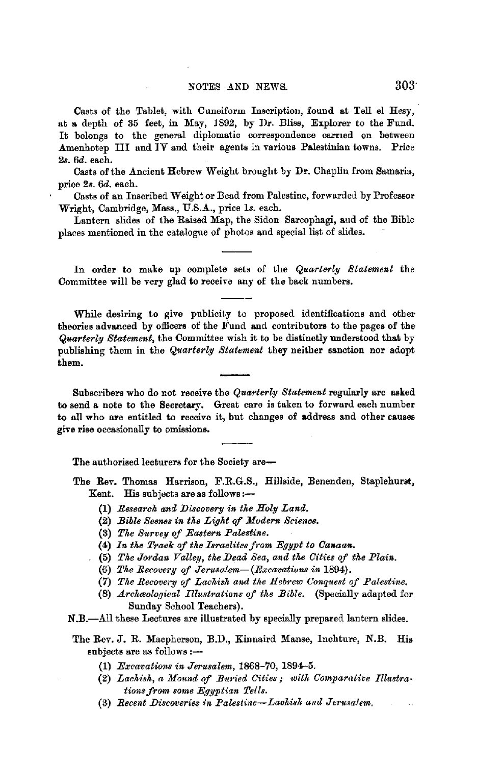Casts of the Tablet, with Cuneiform Inscription, found at Tell el Hesy, at a depth of 35 feet, in May, 1892, by Dr. Bliss, Explorer to the Fund. It belongs to the general diplomatic correspondence carried on between Amenhotep III and IV and their agents in various Palestinian towns. Price 2*s*. 6*d*. each.

Casts of the Ancient Hebrew Weight brought by Dr. Chaplin from Samaria, price 2*s*. 6*d*. each.

Casts of an Inscribed Weight or Bead from Palestine, forwarded by Professor Wright, Cambridge, Mass., U.S.A., price 1*s*. each.

Lantern slides of the Raised Map, the Sidon Sarcophagi, and of the Bible places mentioned in the catalogue of photos and special list of slides.

---

In order to make up complete sets of the *Quarterly Statement* the Committee will be very glad to receive any of the back numbers.

---

While desiring to give publicity to proposed identifications and other theories advanced by officers of the Fund and contributors to the pages of the *Quarterly Statement*, the Committee wish it to be distinctly understood that by publishing them in the *Quarterly Statement* they neither sanction nor adopt them.

---

Subscribers who do not receive the *Quarterly Statement* regularly are asked to send a note to the Secretary. Great care is taken to forward each number to all who are entitled to receive it, but changes of address and other causes give rise occasionally to omissions.

---

The authorised lecturers for the Society are—

The Rev. Thomas Harrison, F.R.G.S., Hillside, Benenden, Staplehurst, Kent. His subjects are as follows:—

(1) *Research and Discovery in the Holy Land.*
(2) *Bible Scenes in the Light of Modern Science.*
(3) *The Survey of Eastern Palestine.*
(4) *In the Track of the Israelites from Egypt to Canaan.*
(5) *The Jordan Valley, the Dead Sea, and the Cities of the Plain.*
(6) *The Recovery of Jerusalem—(Excavations in 1894).*
(7) *The Recovery of Lachish and the Hebrew Conquest of Palestine.*
(8) *Archæological Illustrations of the Bible.* (Specially adapted for Sunday School Teachers).

N.B.—All these Lectures are illustrated by specially prepared lantern slides.

The Rev. J. R. Macpherson, B.D., Kinnaird Manse, Inchture, N.B. His subjects are as follows:—

(1) *Excavations in Jerusalem,* 1868–70, 1894–5.
(2) *Lachish, a Mound of Buried Cities; with Comparative Illustrations from some Egyptian Tells.*
(3) *Recent Discoveries in Palestine—Lachish and Jerusalem.*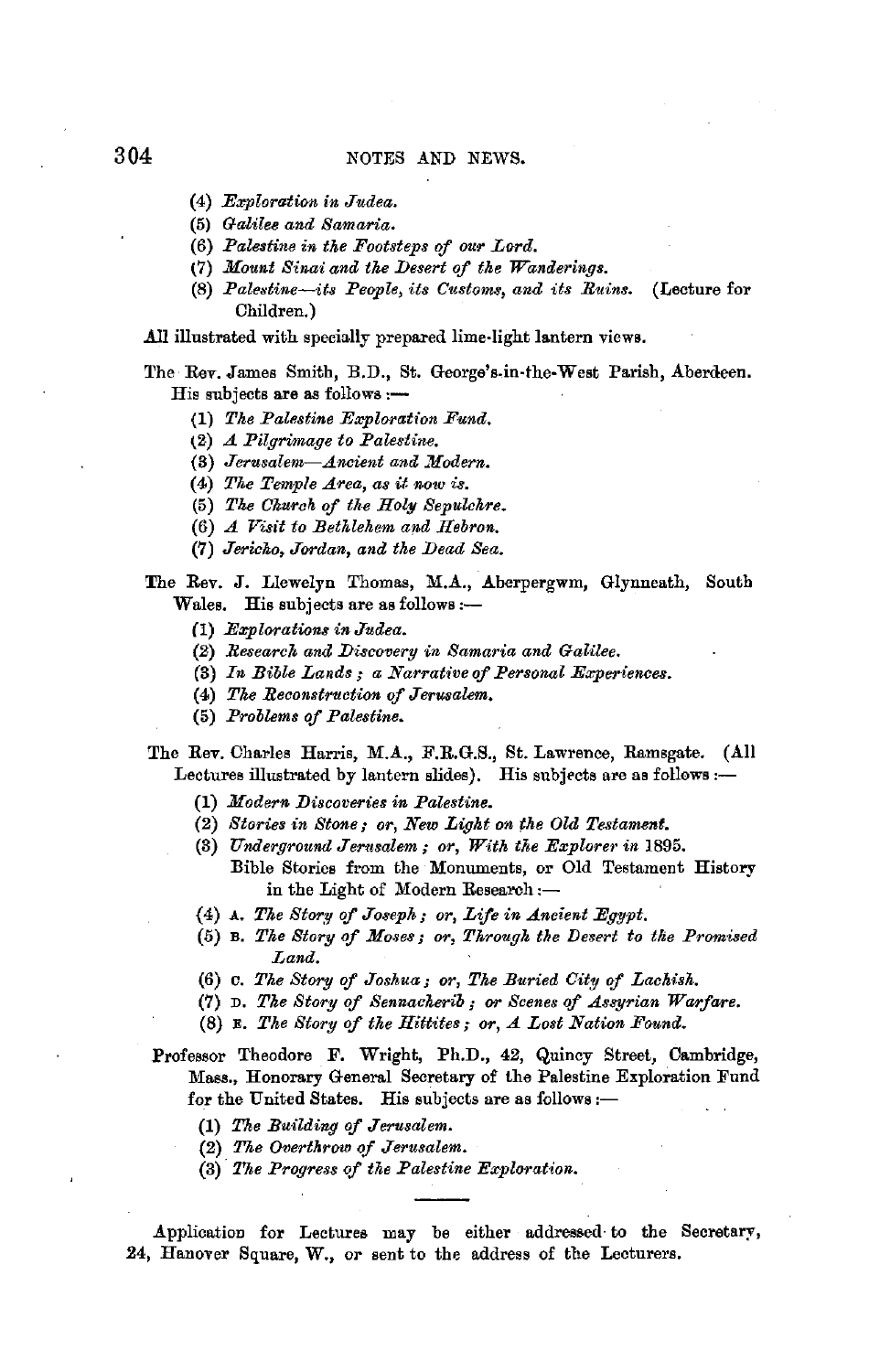(4) *Exploration in Judea.*

(5) *Galilee and Samaria.*

(6) *Palestine in the Footsteps of our Lord.*

(7) *Mount Sinai and the Desert of the Wanderings.*

(8) *Palestine—its People, its Customs, and its Ruins.* (Lecture for Children.)

All illustrated with specially prepared lime-light lantern views.

The Rev. James Smith, B.D., St. George's-in-the-West Parish, Aberdeen. His subjects are as follows :—

(1) *The Palestine Exploration Fund.*

(2) *A Pilgrimage to Palestine.*

(3) *Jerusalem—Ancient and Modern.*

(4) *The Temple Area, as it now is.*

(5) *The Church of the Holy Sepulchre.*

(6) *A Visit to Bethlehem and Hebron.*

(7) *Jericho, Jordan, and the Dead Sea.*

The Rev. J. Llewelyn Thomas, M.A., Aberpergwm, Glynneath, South Wales. His subjects are as follows :—

(1) *Explorations in Judea.*

(2) *Research and Discovery in Samaria and Galilee.*

(3) *In Bible Lands ; a Narrative of Personal Experiences.*

(4) *The Reconstruction of Jerusalem.*

(5) *Problems of Palestine.*

The Rev. Charles Harris, M.A., F.R.G.S., St. Lawrence, Ramsgate. (All Lectures illustrated by lantern slides). His subjects are as follows :—

(1) *Modern Discoveries in Palestine.*

(2) *Stories in Stone ; or, New Light on the Old Testament.*

(3) *Underground Jerusalem ; or, With the Explorer in* 1895.

Bible Stories from the Monuments, or Old Testament History in the Light of Modern Research :—

(4) A. *The Story of Joseph ; or, Life in Ancient Egypt.*

(5) B. *The Story of Moses ; or, Through the Desert to the Promised Land.*

(6) C. *The Story of Joshua ; or, The Buried City of Lachish.*

(7) D. *The Story of Sennacherib ; or Scenes of Assyrian Warfare.*

(8) E. *The Story of the Hittites ; or, A Lost Nation Found.*

Professor Theodore F. Wright, Ph.D., 42, Quincy Street, Cambridge, Mass., Honorary General Secretary of the Palestine Exploration Fund for the United States. His subjects are as follows :—

(1) *The Building of Jerusalem.*

(2) *The Overthrow of Jerusalem.*

(3) *The Progress of the Palestine Exploration.*

---

Application for Lectures may be either addressed to the Secretary, 24, Hanover Square, W., or sent to the address of the Lecturers.